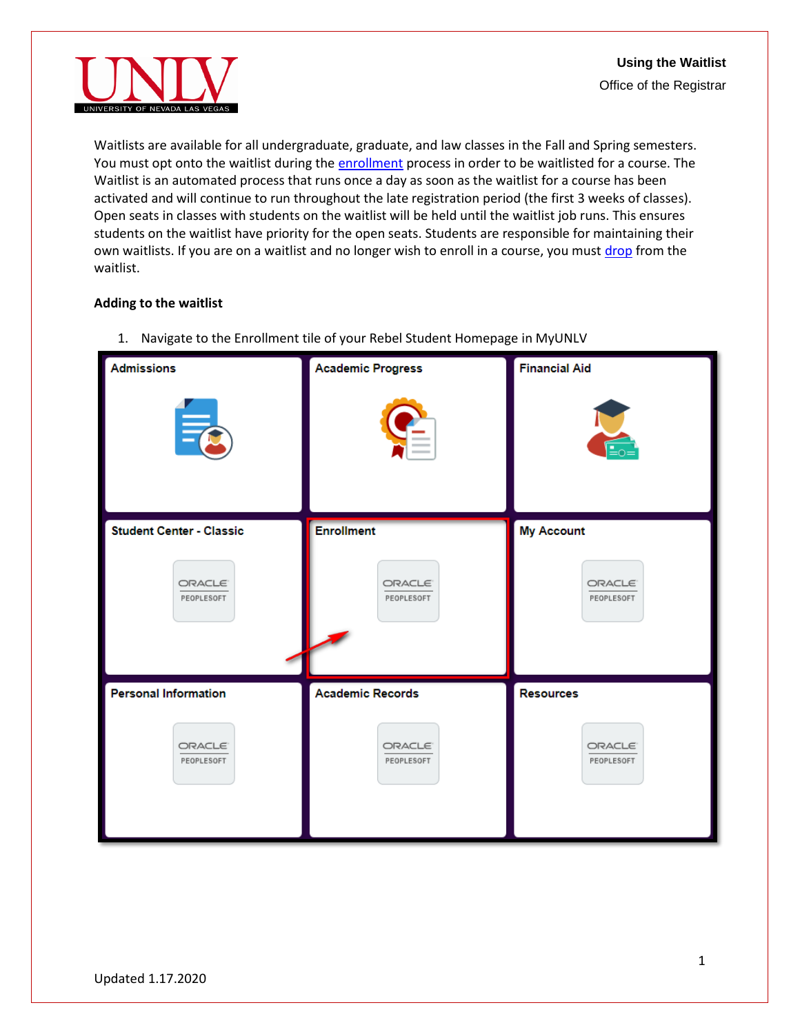Waitlists are available for all undergraduate, graduate, and law classes in the Fall and Spring semesters. You must opt onto the waitlist during the enrollment process in order to be waitlisted for a course. The Waitlist is an automated process that runs once a day as soon as the waitlist for a course has been activated and will continue to run throughout the late registration period (the first 3 weeks of classes). Open seats in classes with students on the waitlist will be held until the waitlist job runs. This ensures students on the waitlist have priority for the open seats. Students are responsible for maintaining their own waitlists. If you are on a waitlist and no longer wish to enroll in a course, you must drop from the waitlist.

**Adding to the waitlist**

1. Navigate to the Enrollment tile of your Rebel Student Homepage in MyUNLV

Updated 1.17.2020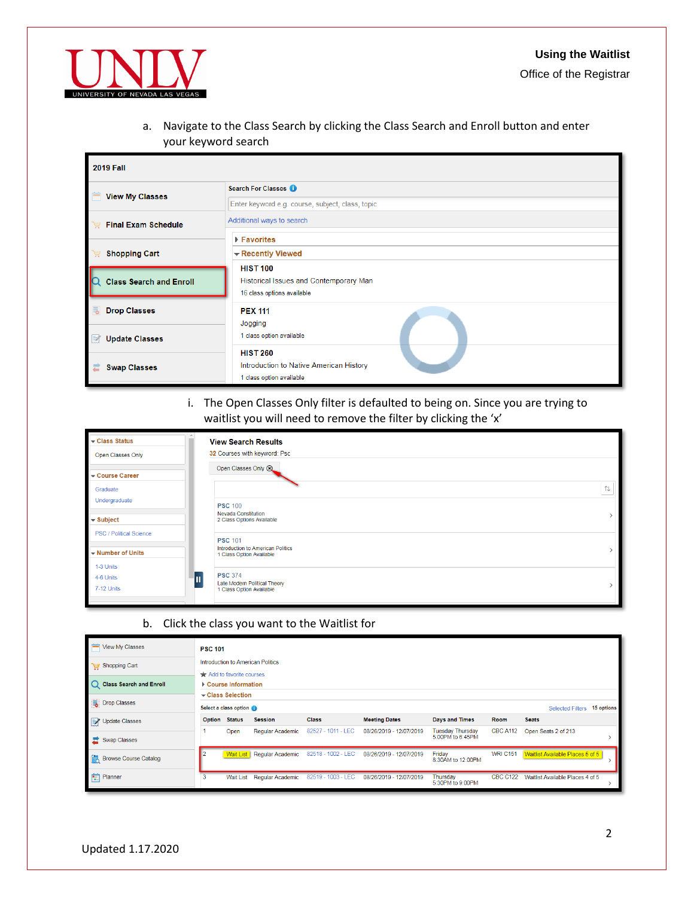a. Navigate to the Class Search by clicking the Class Search and Enroll button and enter your keyword search

i. The Open Classes Only filter is defaulted to being on. Since you are trying to waitlist you will need to remove the filter by clicking the ‘x’

b. Click the class you want to the Waitlist for

Updated 1.17.2020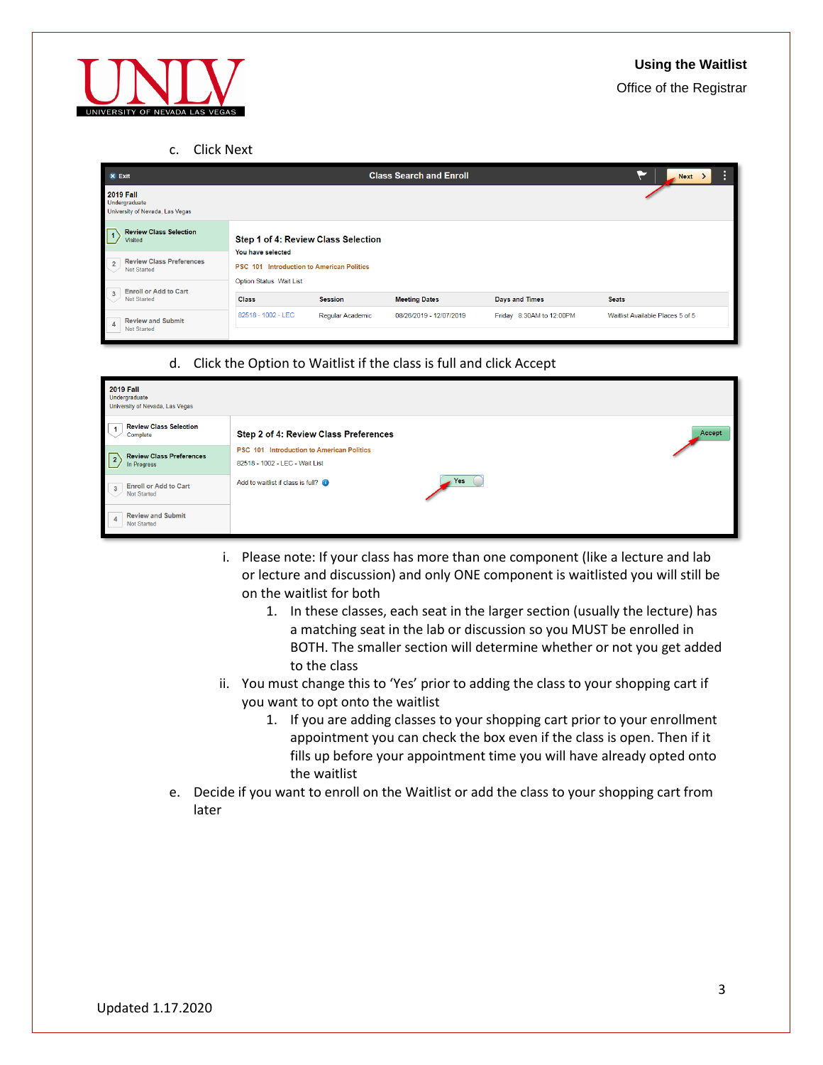c. Click Next

d. Click the Option to Waitlist if the class is full and click Accept

   i. Please note: If your class has more than one component (like a lecture and lab or lecture and discussion) and only ONE component is waitlisted you will still be on the waitlist for both
      1. In these classes, each seat in the larger section (usually the lecture) has a matching seat in the lab or discussion so you MUST be enrolled in BOTH. The smaller section will determine whether or not you get added to the class
   ii. You must change this to 'Yes' prior to adding the class to your shopping cart if you want to opt onto the waitlist
      1. If you are adding classes to your shopping cart prior to your enrollment appointment you can check the box even if the class is open. Then if it fills up before your appointment time you will have already opted onto the waitlist

e. Decide if you want to enroll on the Waitlist or add the class to your shopping cart from later

Updated 1.17.2020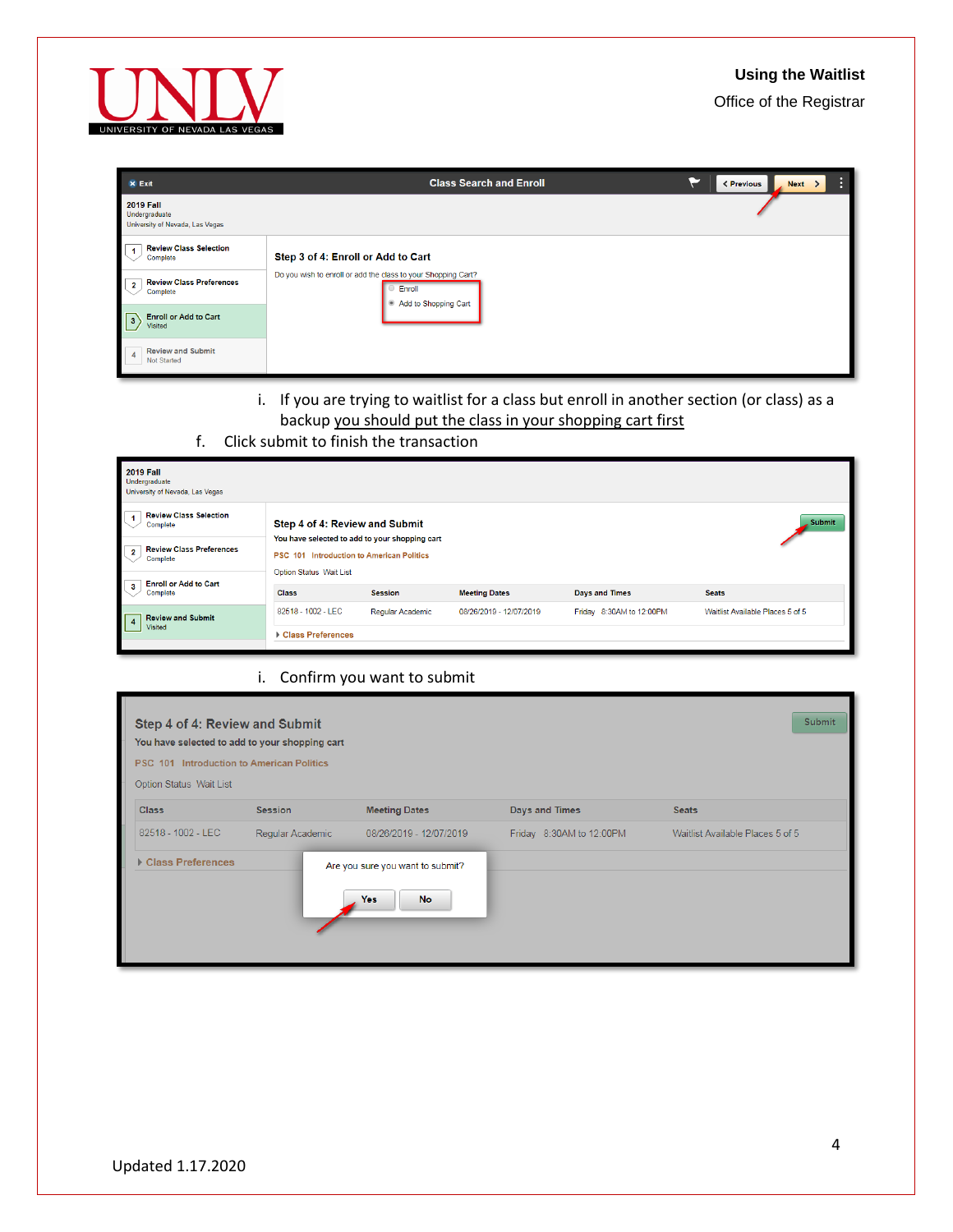i. If you are trying to waitlist for a class but enroll in another section (or class) as a backup you should put the class in your shopping cart first

f. Click submit to finish the transaction

i. Confirm you want to submit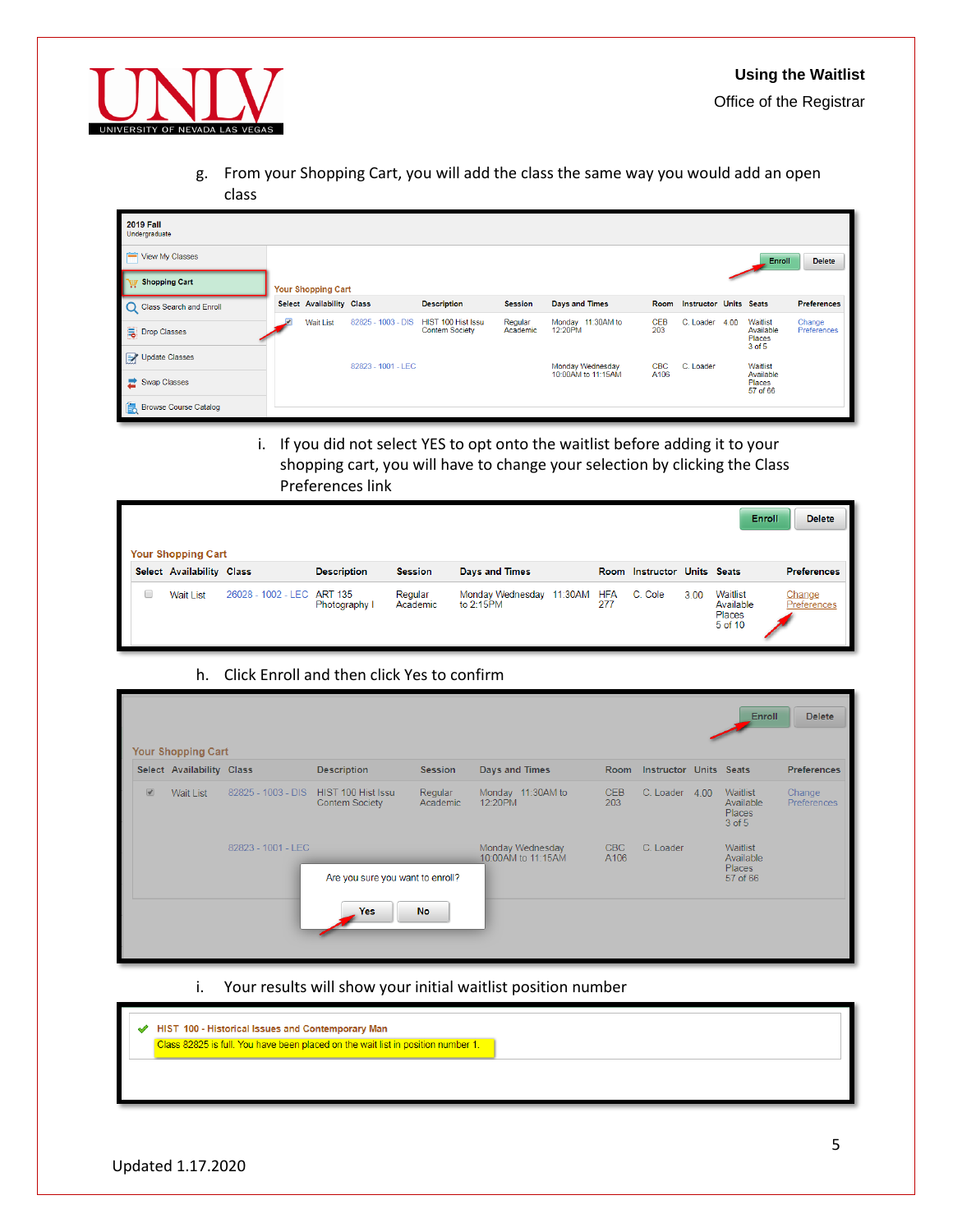g. From your Shopping Cart, you will add the class the same way you would add an open class

| Select | Availability | Class | Description | Session | Days and Times | Room | Instructor | Units | Seats | Preferences |
|---|---|---|---|---|---|---|---|---|---|---|
| ☑ | Wait List | 82825 - 1003 - DIS | HIST 100 Hist Issu Contem Society | Regular Academic | Monday 11:30AM to 12:20PM | CEB 203 | C. Loader | 4.00 | Waitlist Available Places 3 of 5 | Change Preferences |
| | | 82823 - 1001 - LEC | | | Monday Wednesday 10:00AM to 11:15AM | CBC A106 | C. Loader | | Waitlist Available Places 57 of 66 | |

i. If you did not select YES to opt onto the waitlist before adding it to your shopping cart, you will have to change your selection by clicking the Class Preferences link

| Select | Availability | Class | Description | Session | Days and Times | Room | Instructor | Units | Seats | Preferences |
|---|---|---|---|---|---|---|---|---|---|---|
| ☐ | Wait List | 26028 - 1002 - LEC | ART 135 Photography I | Regular Academic | Monday Wednesday 11:30AM to 2:15PM | HFA 277 | C. Cole | 3.00 | Waitlist Available Places 5 of 10 | Change Preferences |

h. Click Enroll and then click Yes to confirm

Are you sure you want to enroll?

Yes | No

i. Your results will show your initial waitlist position number

HIST 100 - Historical Issues and Contemporary Man

Class 82825 is full. You have been placed on the wait list in position number 1.

Updated 1.17.2020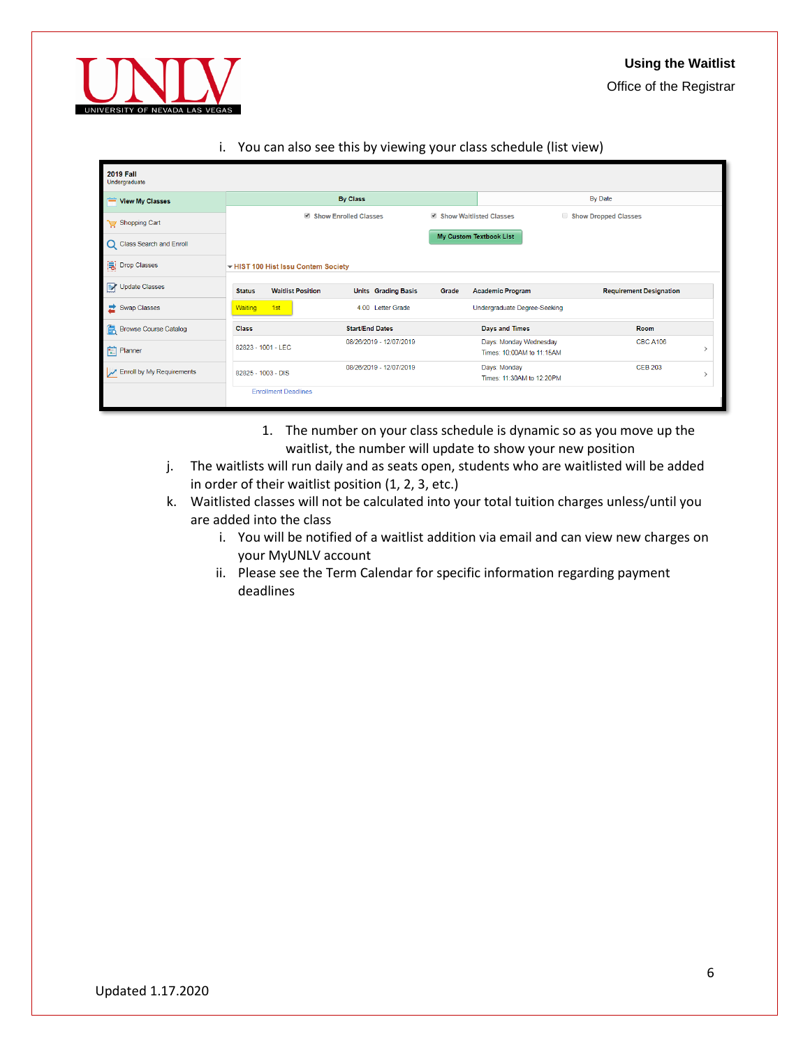i. You can also see this by viewing your class schedule (list view)

1. The number on your class schedule is dynamic so as you move up the waitlist, the number will update to show your new position

j. The waitlists will run daily and as seats open, students who are waitlisted will be added in order of their waitlist position (1, 2, 3, etc.)

k. Waitlisted classes will not be calculated into your total tuition charges unless/until you are added into the class

   i. You will be notified of a waitlist addition via email and can view new charges on your MyUNLV account

   ii. Please see the Term Calendar for specific information regarding payment deadlines

Updated 1.17.2020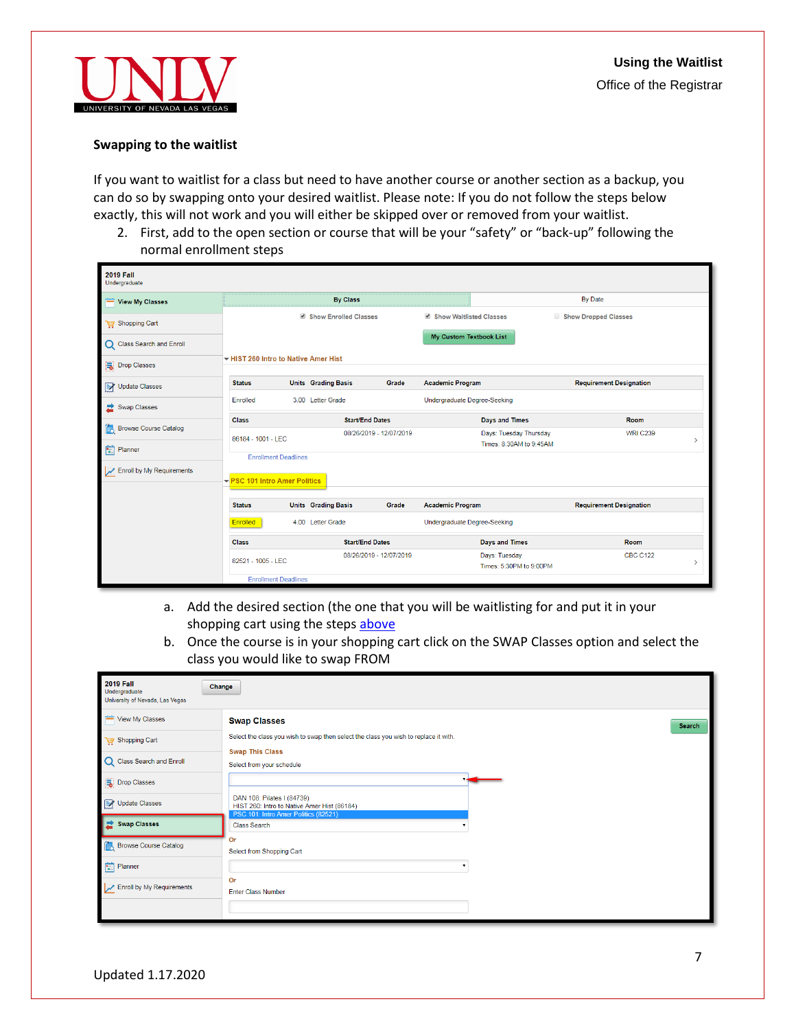## Swapping to the waitlist

If you want to waitlist for a class but need to have another course or another section as a backup, you can do so by swapping onto your desired waitlist. Please note: If you do not follow the steps below exactly, this will not work and you will either be skipped over or removed from your waitlist.

2. First, add to the open section or course that will be your "safety" or "back-up" following the normal enrollment steps

   a. Add the desired section (the one that you will be waitlisting for and put it in your shopping cart using the steps above
   b. Once the course is in your shopping cart click on the SWAP Classes option and select the class you would like to swap FROM

Updated 1.17.2020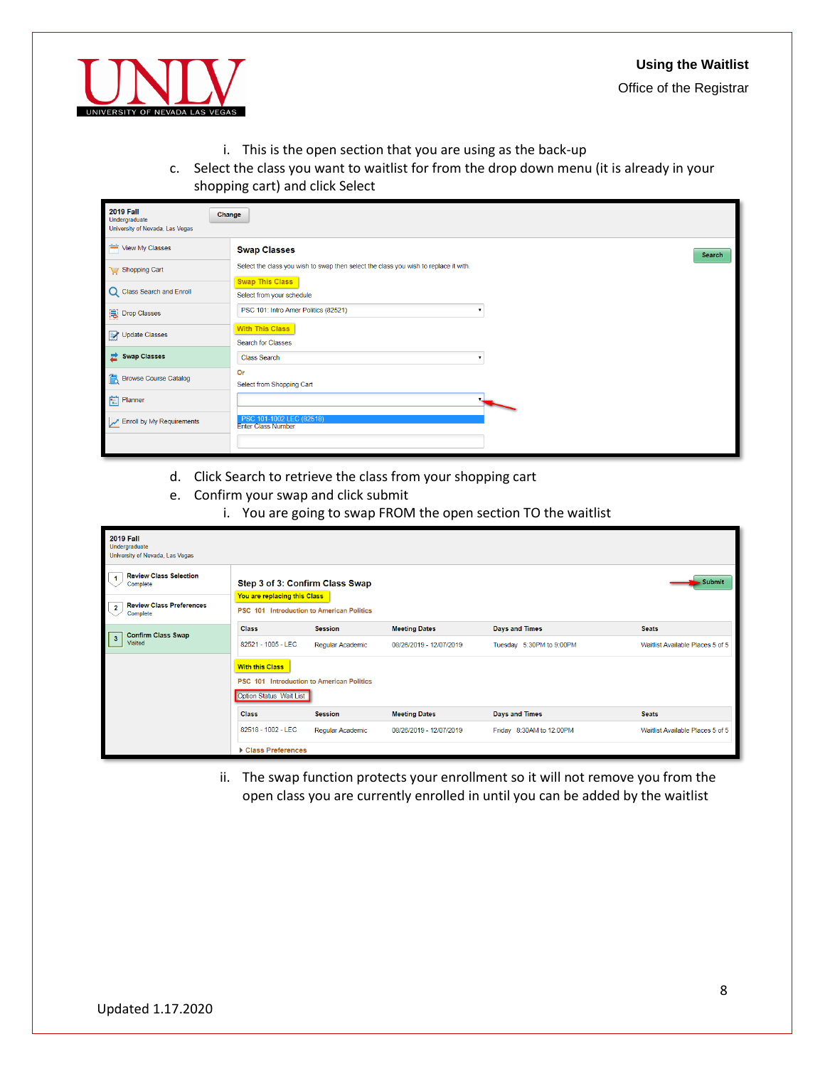i. This is the open section that you are using as the back-up

c. Select the class you want to waitlist for from the drop down menu (it is already in your shopping cart) and click Select

d. Click Search to retrieve the class from your shopping cart

e. Confirm your swap and click submit

i. You are going to swap FROM the open section TO the waitlist

ii. The swap function protects your enrollment so it will not remove you from the open class you are currently enrolled in until you can be added by the waitlist

Updated 1.17.2020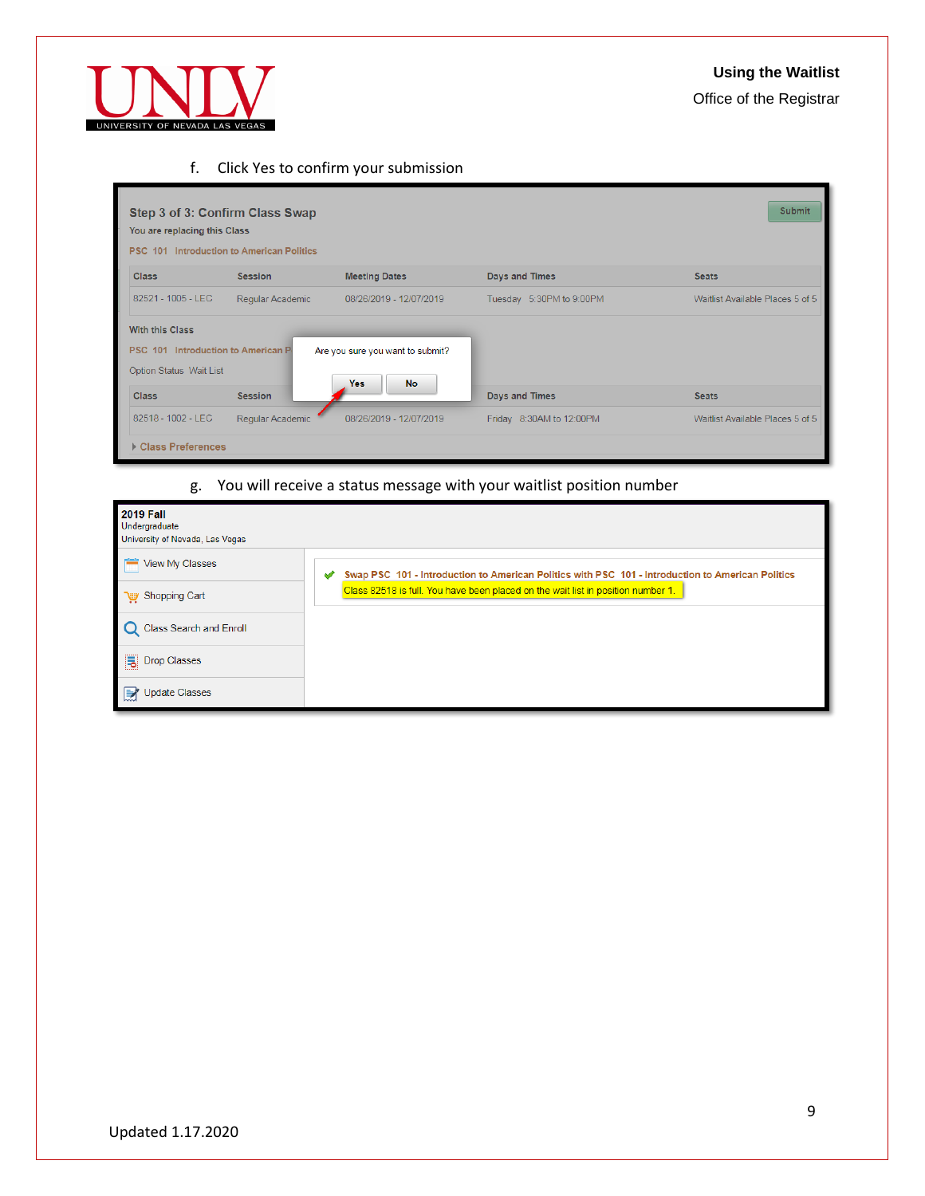f. Click Yes to confirm your submission

**Step 3 of 3: Confirm Class Swap**

You are replacing this Class

PSC 101 Introduction to American Politics

| Class | Session | Meeting Dates | Days and Times | Seats |
|---|---|---|---|---|
| 82521 - 1005 - LEC | Regular Academic | 08/26/2019 - 12/07/2019 | Tuesday 5:30PM to 9:00PM | Waitlist Available Places 5 of 5 |

With this Class

PSC 101 Introduction to American P

Option Status Wait List

| Class | Session | Meeting Dates | Days and Times | Seats |
|---|---|---|---|---|
| 82518 - 1002 - LEC | Regular Academic | 08/26/2019 - 12/07/2019 | Friday 8:30AM to 12:00PM | Waitlist Available Places 5 of 5 |

Class Preferences

Submit

Are you sure you want to submit?

Yes No

g. You will receive a status message with your waitlist position number

**2019 Fall**
Undergraduate
University of Nevada, Las Vegas

- View My Classes
- Shopping Cart
- Class Search and Enroll
- Drop Classes
- Update Classes

Swap PSC 101 - Introduction to American Politics with PSC 101 - Introduction to American Politics

Class 82518 is full. You have been placed on the wait list in position number 1.

Updated 1.17.2020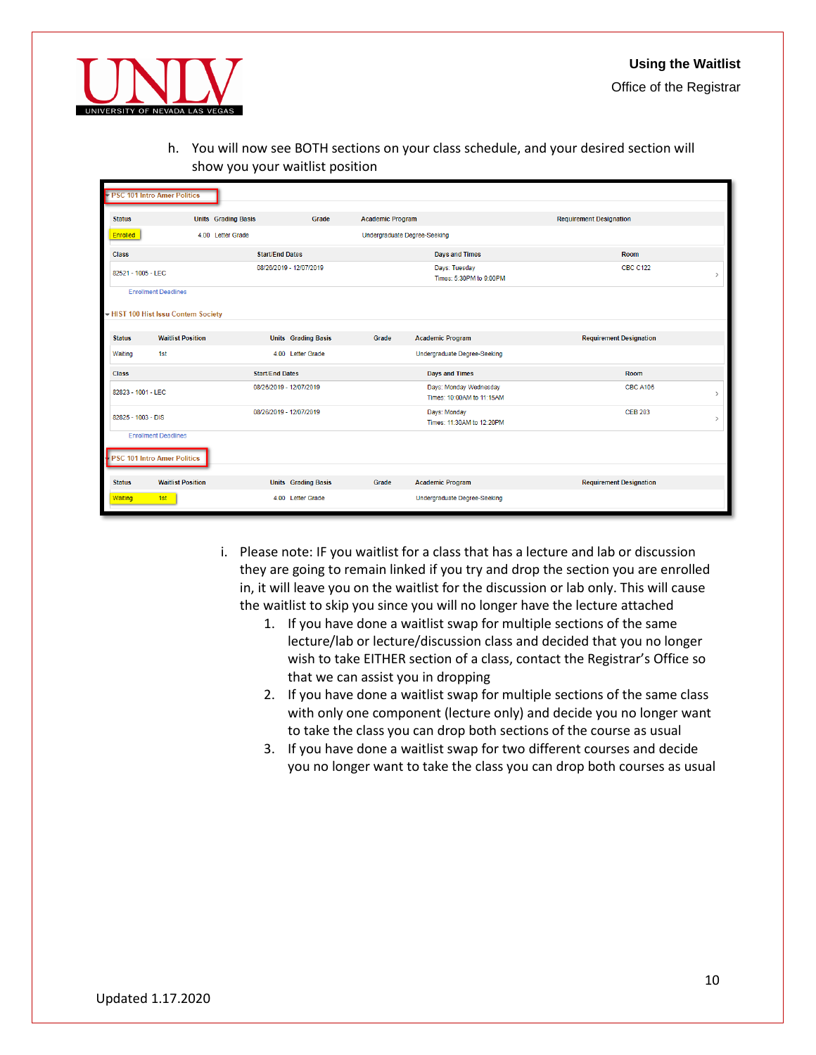h. You will now see BOTH sections on your class schedule, and your desired section will show you your waitlist position

**PSC 101 Intro Amer Politics**

| Status | Units | Grading Basis | Grade | Academic Program | Requirement Designation |
|---|---|---|---|---|---|
| Enrolled | 4.00 | Letter Grade | | Undergraduate Degree-Seeking | |

| Class | Start/End Dates | Days and Times | Room |
|---|---|---|---|
| 82521 - 1005 - LEC | 08/26/2019 - 12/07/2019 | Days: Tuesday Times: 5:30PM to 9:00PM | CBC C122 |

Enrollment Deadlines

**HIST 100 Hist Issu Contem Society**

| Status | Waitlist Position | Units | Grading Basis | Grade | Academic Program | Requirement Designation |
|---|---|---|---|---|---|---|
| Waiting | 1st | 4.00 | Letter Grade | | Undergraduate Degree-Seeking | |

| Class | Start/End Dates | Days and Times | Room |
|---|---|---|---|
| 82823 - 1001 - LEC | 08/26/2019 - 12/07/2019 | Days: Monday Wednesday Times: 10:00AM to 11:15AM | CBC A106 |
| 82825 - 1003 - DIS | 08/26/2019 - 12/07/2019 | Days: Monday Times: 11:30AM to 12:20PM | CEB 203 |

Enrollment Deadlines

**PSC 101 Intro Amer Politics**

| Status | Waitlist Position | Units | Grading Basis | Grade | Academic Program | Requirement Designation |
|---|---|---|---|---|---|---|
| Waiting | 1st | 4.00 | Letter Grade | | Undergraduate Degree-Seeking | |

i. Please note: IF you waitlist for a class that has a lecture and lab or discussion they are going to remain linked if you try and drop the section you are enrolled in, it will leave you on the waitlist for the discussion or lab only. This will cause the waitlist to skip you since you will no longer have the lecture attached

1. If you have done a waitlist swap for multiple sections of the same lecture/lab or lecture/discussion class and decided that you no longer wish to take EITHER section of a class, contact the Registrar's Office so that we can assist you in dropping
2. If you have done a waitlist swap for multiple sections of the same class with only one component (lecture only) and decide you no longer want to take the class you can drop both sections of the course as usual
3. If you have done a waitlist swap for two different courses and decide you no longer want to take the class you can drop both courses as usual

Updated 1.17.2020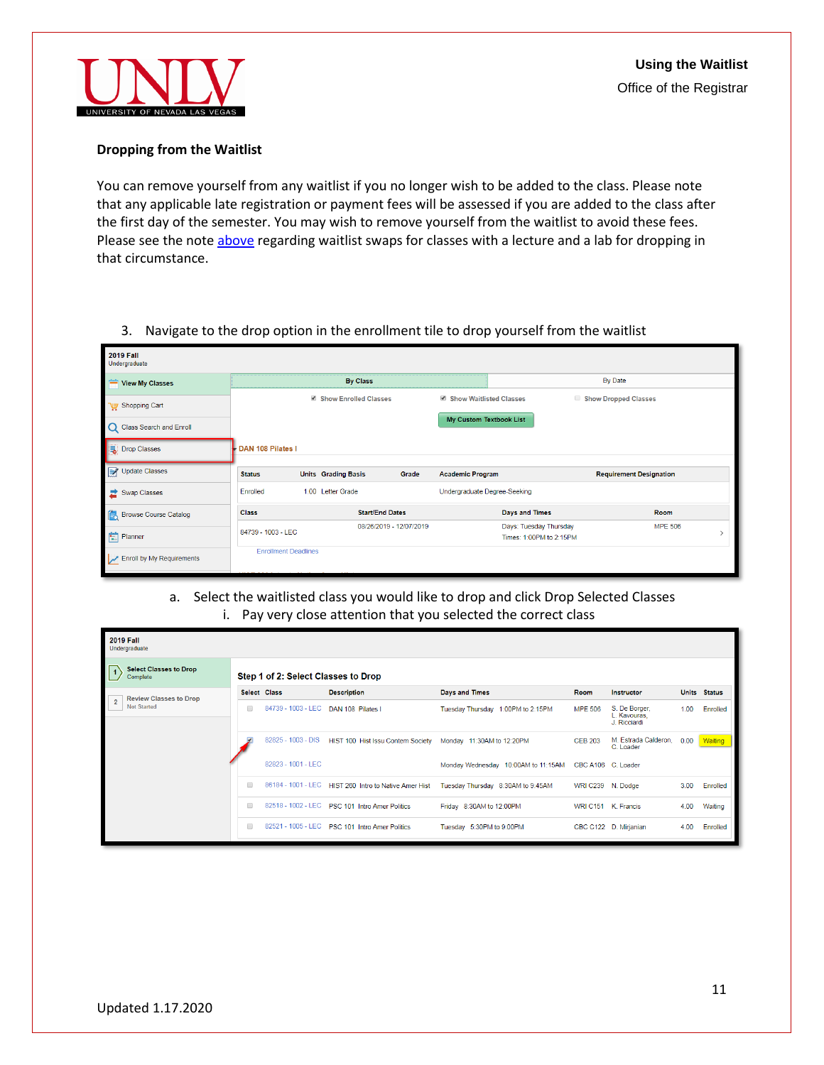## Dropping from the Waitlist

You can remove yourself from any waitlist if you no longer wish to be added to the class. Please note that any applicable late registration or payment fees will be assessed if you are added to the class after the first day of the semester. You may wish to remove yourself from the waitlist to avoid these fees. Please see the note above regarding waitlist swaps for classes with a lecture and a lab for dropping in that circumstance.

3. Navigate to the drop option in the enrollment tile to drop yourself from the waitlist

   a. Select the waitlisted class you would like to drop and click Drop Selected Classes

      i. Pay very close attention that you selected the correct class

Updated 1.17.2020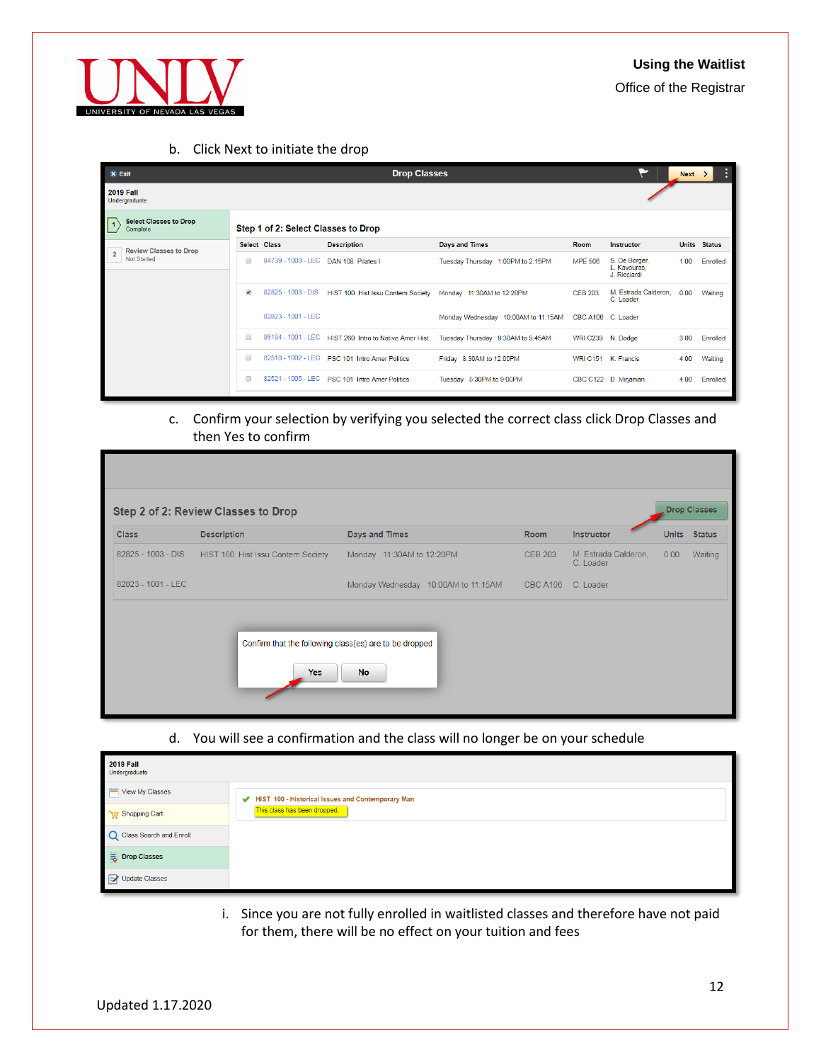b. Click Next to initiate the drop

Exit | Drop Classes | Next

2019 Fall
Undergraduate

1 Select Classes to Drop — Complete
2 Review Classes to Drop — Not Started

**Step 1 of 2: Select Classes to Drop**

| Select | Class | Description | Days and Times | Room | Instructor | Units | Status |
|---|---|---|---|---|---|---|---|
| ☐ | 84739 - 1003 - LEC | DAN 108 Pilates I | Tuesday Thursday 1:00PM to 2:15PM | MPE 508 | S. De Borger, L. Kavouras, J. Ricciardi | 1.00 | Enrolled |
| ☑ | 82825 - 1003 - DIS | HIST 100 Hist Issu Contem Society | Monday 11:30AM to 12:20PM | CEB 203 | M. Estrada Calderon, C. Loader | 0.00 | Waiting |
| | 82823 - 1001 - LEC | | Monday Wednesday 10:00AM to 11:15AM | CBC A106 | C. Loader | | |
| ☐ | 86184 - 1001 - LEC | HIST 260 Intro to Native Amer Hist | Tuesday Thursday 8:30AM to 9:45AM | WRI C239 | N. Dodge | 3.00 | Enrolled |
| ☐ | 82518 - 1002 - LEC | PSC 101 Intro Amer Politics | Friday 8:30AM to 12:00PM | WRI C151 | K. Francis | 4.00 | Waiting |
| ☐ | 82521 - 1005 - LEC | PSC 101 Intro Amer Politics | Tuesday 5:30PM to 9:00PM | CBC C122 | D. Mirjanian | 4.00 | Enrolled |

c. Confirm your selection by verifying you selected the correct class click Drop Classes and then Yes to confirm

**Step 2 of 2: Review Classes to Drop** — Drop Classes

| Class | Description | Days and Times | Room | Instructor | Units | Status |
|---|---|---|---|---|---|---|
| 82825 - 1003 - DIS | HIST 100 Hist Issu Contem Society | Monday 11:30AM to 12:20PM | CEB 203 | M. Estrada Calderon, C. Loader | 0.00 | Waiting |
| 82823 - 1001 - LEC | | Monday Wednesday 10:00AM to 11:15AM | CBC A106 | C. Loader | | |

Confirm that the following class(es) are to be dropped

Yes | No

d. You will see a confirmation and the class will no longer be on your schedule

2019 Fall
Undergraduate

- View My Classes
- Shopping Cart
- Class Search and Enroll
- Drop Classes
- Update Classes

✔ HIST 100 - Historical Issues and Contemporary Man
This class has been dropped.

i. Since you are not fully enrolled in waitlisted classes and therefore have not paid for them, there will be no effect on your tuition and fees

Updated 1.17.2020